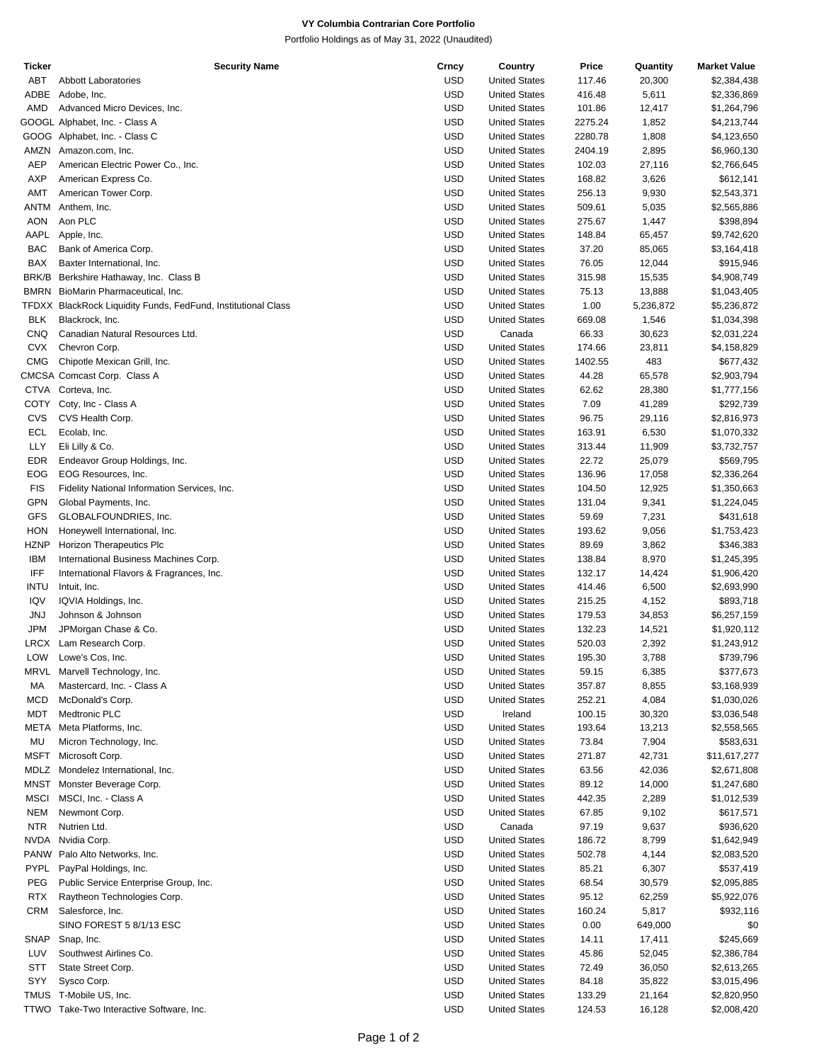**VY Columbia Contrarian Core Portfolio**

Portfolio Holdings as of May 31, 2022 (Unaudited)

| Ticker | Security Name | Crncy | Country | Price | Quantity | Market Value |
|---|---|---|---|---|---|---|
| ABT | Abbott Laboratories | USD | United States | 117.46 | 20,300 | $2,384,438 |
| ADBE | Adobe, Inc. | USD | United States | 416.48 | 5,611 | $2,336,869 |
| AMD | Advanced Micro Devices, Inc. | USD | United States | 101.86 | 12,417 | $1,264,796 |
| GOOGL | Alphabet, Inc. - Class A | USD | United States | 2275.24 | 1,852 | $4,213,744 |
| GOOG | Alphabet, Inc. - Class C | USD | United States | 2280.78 | 1,808 | $4,123,650 |
| AMZN | Amazon.com, Inc. | USD | United States | 2404.19 | 2,895 | $6,960,130 |
| AEP | American Electric Power Co., Inc. | USD | United States | 102.03 | 27,116 | $2,766,645 |
| AXP | American Express Co. | USD | United States | 168.82 | 3,626 | $612,141 |
| AMT | American Tower Corp. | USD | United States | 256.13 | 9,930 | $2,543,371 |
| ANTM | Anthem, Inc. | USD | United States | 509.61 | 5,035 | $2,565,886 |
| AON | Aon PLC | USD | United States | 275.67 | 1,447 | $398,894 |
| AAPL | Apple, Inc. | USD | United States | 148.84 | 65,457 | $9,742,620 |
| BAC | Bank of America Corp. | USD | United States | 37.20 | 85,065 | $3,164,418 |
| BAX | Baxter International, Inc. | USD | United States | 76.05 | 12,044 | $915,946 |
| BRK/B | Berkshire Hathaway, Inc. Class B | USD | United States | 315.98 | 15,535 | $4,908,749 |
| BMRN | BioMarin Pharmaceutical, Inc. | USD | United States | 75.13 | 13,888 | $1,043,405 |
| TFDXX | BlackRock Liquidity Funds, FedFund, Institutional Class | USD | United States | 1.00 | 5,236,872 | $5,236,872 |
| BLK | Blackrock, Inc. | USD | United States | 669.08 | 1,546 | $1,034,398 |
| CNQ | Canadian Natural Resources Ltd. | USD | Canada | 66.33 | 30,623 | $2,031,224 |
| CVX | Chevron Corp. | USD | United States | 174.66 | 23,811 | $4,158,829 |
| CMG | Chipotle Mexican Grill, Inc. | USD | United States | 1402.55 | 483 | $677,432 |
| CMCSA | Comcast Corp. Class A | USD | United States | 44.28 | 65,578 | $2,903,794 |
| CTVA | Corteva, Inc. | USD | United States | 62.62 | 28,380 | $1,777,156 |
| COTY | Coty, Inc - Class A | USD | United States | 7.09 | 41,289 | $292,739 |
| CVS | CVS Health Corp. | USD | United States | 96.75 | 29,116 | $2,816,973 |
| ECL | Ecolab, Inc. | USD | United States | 163.91 | 6,530 | $1,070,332 |
| LLY | Eli Lilly & Co. | USD | United States | 313.44 | 11,909 | $3,732,757 |
| EDR | Endeavor Group Holdings, Inc. | USD | United States | 22.72 | 25,079 | $569,795 |
| EOG | EOG Resources, Inc. | USD | United States | 136.96 | 17,058 | $2,336,264 |
| FIS | Fidelity National Information Services, Inc. | USD | United States | 104.50 | 12,925 | $1,350,663 |
| GPN | Global Payments, Inc. | USD | United States | 131.04 | 9,341 | $1,224,045 |
| GFS | GLOBALFOUNDRIES, Inc. | USD | United States | 59.69 | 7,231 | $431,618 |
| HON | Honeywell International, Inc. | USD | United States | 193.62 | 9,056 | $1,753,423 |
| HZNP | Horizon Therapeutics Plc | USD | United States | 89.69 | 3,862 | $346,383 |
| IBM | International Business Machines Corp. | USD | United States | 138.84 | 8,970 | $1,245,395 |
| IFF | International Flavors & Fragrances, Inc. | USD | United States | 132.17 | 14,424 | $1,906,420 |
| INTU | Intuit, Inc. | USD | United States | 414.46 | 6,500 | $2,693,990 |
| IQV | IQVIA Holdings, Inc. | USD | United States | 215.25 | 4,152 | $893,718 |
| JNJ | Johnson & Johnson | USD | United States | 179.53 | 34,853 | $6,257,159 |
| JPM | JPMorgan Chase & Co. | USD | United States | 132.23 | 14,521 | $1,920,112 |
| LRCX | Lam Research Corp. | USD | United States | 520.03 | 2,392 | $1,243,912 |
| LOW | Lowe's Cos, Inc. | USD | United States | 195.30 | 3,788 | $739,796 |
| MRVL | Marvell Technology, Inc. | USD | United States | 59.15 | 6,385 | $377,673 |
| MA | Mastercard, Inc. - Class A | USD | United States | 357.87 | 8,855 | $3,168,939 |
| MCD | McDonald's Corp. | USD | United States | 252.21 | 4,084 | $1,030,026 |
| MDT | Medtronic PLC | USD | Ireland | 100.15 | 30,320 | $3,036,548 |
| META | Meta Platforms, Inc. | USD | United States | 193.64 | 13,213 | $2,558,565 |
| MU | Micron Technology, Inc. | USD | United States | 73.84 | 7,904 | $583,631 |
| MSFT | Microsoft Corp. | USD | United States | 271.87 | 42,731 | $11,617,277 |
| MDLZ | Mondelez International, Inc. | USD | United States | 63.56 | 42,036 | $2,671,808 |
| MNST | Monster Beverage Corp. | USD | United States | 89.12 | 14,000 | $1,247,680 |
| MSCI | MSCI, Inc. - Class A | USD | United States | 442.35 | 2,289 | $1,012,539 |
| NEM | Newmont Corp. | USD | United States | 67.85 | 9,102 | $617,571 |
| NTR | Nutrien Ltd. | USD | Canada | 97.19 | 9,637 | $936,620 |
| NVDA | Nvidia Corp. | USD | United States | 186.72 | 8,799 | $1,642,949 |
| PANW | Palo Alto Networks, Inc. | USD | United States | 502.78 | 4,144 | $2,083,520 |
| PYPL | PayPal Holdings, Inc. | USD | United States | 85.21 | 6,307 | $537,419 |
| PEG | Public Service Enterprise Group, Inc. | USD | United States | 68.54 | 30,579 | $2,095,885 |
| RTX | Raytheon Technologies Corp. | USD | United States | 95.12 | 62,259 | $5,922,076 |
| CRM | Salesforce, Inc. | USD | United States | 160.24 | 5,817 | $932,116 |
| | SINO FOREST 5 8/1/13 ESC | USD | United States | 0.00 | 649,000 | $0 |
| SNAP | Snap, Inc. | USD | United States | 14.11 | 17,411 | $245,669 |
| LUV | Southwest Airlines Co. | USD | United States | 45.86 | 52,045 | $2,386,784 |
| STT | State Street Corp. | USD | United States | 72.49 | 36,050 | $2,613,265 |
| SYY | Sysco Corp. | USD | United States | 84.18 | 35,822 | $3,015,496 |
| TMUS | T-Mobile US, Inc. | USD | United States | 133.29 | 21,164 | $2,820,950 |
| TTWO | Take-Two Interactive Software, Inc. | USD | United States | 124.53 | 16,128 | $2,008,420 |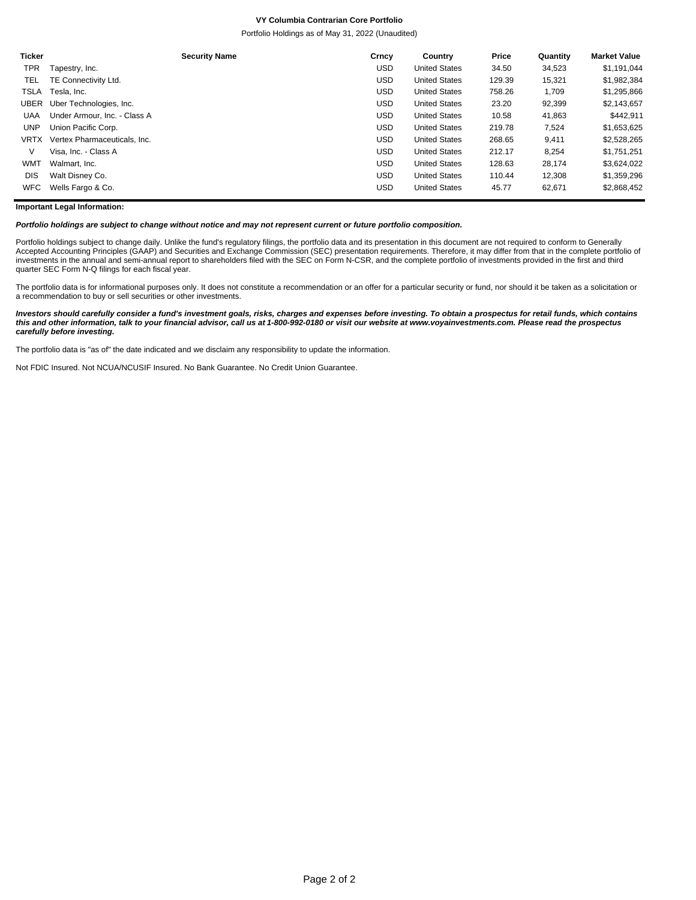**VY Columbia Contrarian Core Portfolio**

Portfolio Holdings as of May 31, 2022 (Unaudited)

| Ticker | Security Name | Crncy | Country | Price | Quantity | Market Value |
|---|---|---|---|---|---|---|
| TPR | Tapestry, Inc. | USD | United States | 34.50 | 34,523 | $1,191,044 |
| TEL | TE Connectivity Ltd. | USD | United States | 129.39 | 15,321 | $1,982,384 |
| TSLA | Tesla, Inc. | USD | United States | 758.26 | 1,709 | $1,295,866 |
| UBER | Uber Technologies, Inc. | USD | United States | 23.20 | 92,399 | $2,143,657 |
| UAA | Under Armour, Inc. - Class A | USD | United States | 10.58 | 41,863 | $442,911 |
| UNP | Union Pacific Corp. | USD | United States | 219.78 | 7,524 | $1,653,625 |
| VRTX | Vertex Pharmaceuticals, Inc. | USD | United States | 268.65 | 9,411 | $2,528,265 |
| V | Visa, Inc. - Class A | USD | United States | 212.17 | 8,254 | $1,751,251 |
| WMT | Walmart, Inc. | USD | United States | 128.63 | 28,174 | $3,624,022 |
| DIS | Walt Disney Co. | USD | United States | 110.44 | 12,308 | $1,359,296 |
| WFC | Wells Fargo & Co. | USD | United States | 45.77 | 62,671 | $2,868,452 |

**Important Legal Information:**

***Portfolio holdings are subject to change without notice and may not represent current or future portfolio composition.***

Portfolio holdings subject to change daily. Unlike the fund's regulatory filings, the portfolio data and its presentation in this document are not required to conform to Generally Accepted Accounting Principles (GAAP) and Securities and Exchange Commission (SEC) presentation requirements. Therefore, it may differ from that in the complete portfolio of investments in the annual and semi-annual report to shareholders filed with the SEC on Form N-CSR, and the complete portfolio of investments provided in the first and third quarter SEC Form N-Q filings for each fiscal year.

The portfolio data is for informational purposes only. It does not constitute a recommendation or an offer for a particular security or fund, nor should it be taken as a solicitation or a recommendation to buy or sell securities or other investments.

***Investors should carefully consider a fund's investment goals, risks, charges and expenses before investing. To obtain a prospectus for retail funds, which contains this and other information, talk to your financial advisor, call us at 1-800-992-0180 or visit our website at www.voyainvestments.com. Please read the prospectus carefully before investing.***

The portfolio data is "as of" the date indicated and we disclaim any responsibility to update the information.

Not FDIC Insured. Not NCUA/NCUSIF Insured. No Bank Guarantee. No Credit Union Guarantee.